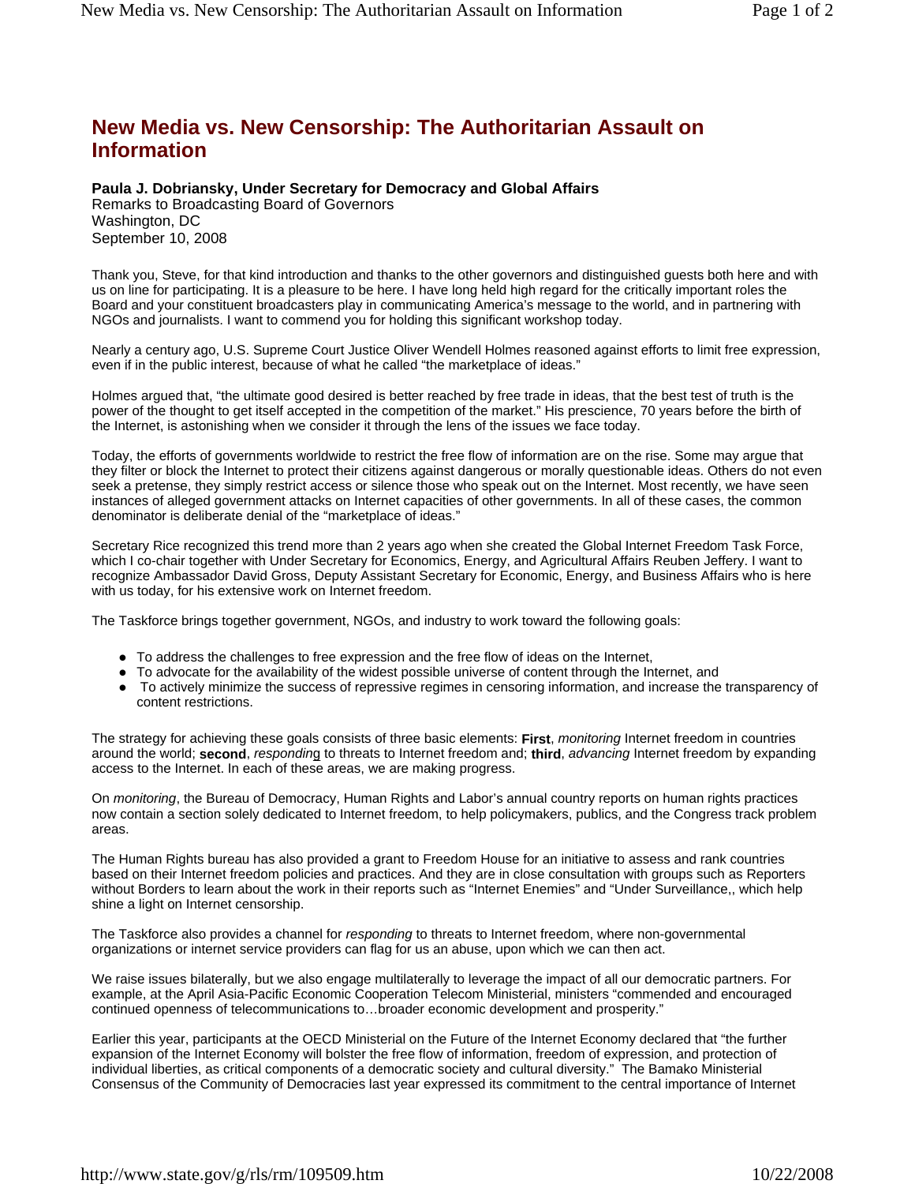# New Media vs. New Censorship: The Authoritarian Assault on Information

**Paula J. Dobriansky, Under Secretary for Democracy and Global Affairs**
Remarks to Broadcasting Board of Governors
Washington, DC
September 10, 2008

Thank you, Steve, for that kind introduction and thanks to the other governors and distinguished guests both here and with us on line for participating. It is a pleasure to be here. I have long held high regard for the critically important roles the Board and your constituent broadcasters play in communicating America's message to the world, and in partnering with NGOs and journalists. I want to commend you for holding this significant workshop today.

Nearly a century ago, U.S. Supreme Court Justice Oliver Wendell Holmes reasoned against efforts to limit free expression, even if in the public interest, because of what he called "the marketplace of ideas."

Holmes argued that, "the ultimate good desired is better reached by free trade in ideas, that the best test of truth is the power of the thought to get itself accepted in the competition of the market." His prescience, 70 years before the birth of the Internet, is astonishing when we consider it through the lens of the issues we face today.

Today, the efforts of governments worldwide to restrict the free flow of information are on the rise. Some may argue that they filter or block the Internet to protect their citizens against dangerous or morally questionable ideas. Others do not even seek a pretense, they simply restrict access or silence those who speak out on the Internet. Most recently, we have seen instances of alleged government attacks on Internet capacities of other governments. In all of these cases, the common denominator is deliberate denial of the "marketplace of ideas."

Secretary Rice recognized this trend more than 2 years ago when she created the Global Internet Freedom Task Force, which I co-chair together with Under Secretary for Economics, Energy, and Agricultural Affairs Reuben Jeffery. I want to recognize Ambassador David Gross, Deputy Assistant Secretary for Economic, Energy, and Business Affairs who is here with us today, for his extensive work on Internet freedom.

The Taskforce brings together government, NGOs, and industry to work toward the following goals:

- To address the challenges to free expression and the free flow of ideas on the Internet,
- To advocate for the availability of the widest possible universe of content through the Internet, and
- To actively minimize the success of repressive regimes in censoring information, and increase the transparency of content restrictions.

The strategy for achieving these goals consists of three basic elements: **First**, *monitoring* Internet freedom in countries around the world; **second**, *responding* to threats to Internet freedom and; **third**, *advancing* Internet freedom by expanding access to the Internet. In each of these areas, we are making progress.

On *monitoring*, the Bureau of Democracy, Human Rights and Labor's annual country reports on human rights practices now contain a section solely dedicated to Internet freedom, to help policymakers, publics, and the Congress track problem areas.

The Human Rights bureau has also provided a grant to Freedom House for an initiative to assess and rank countries based on their Internet freedom policies and practices. And they are in close consultation with groups such as Reporters without Borders to learn about the work in their reports such as "Internet Enemies" and "Under Surveillance,, which help shine a light on Internet censorship.

The Taskforce also provides a channel for *responding* to threats to Internet freedom, where non-governmental organizations or internet service providers can flag for us an abuse, upon which we can then act.

We raise issues bilaterally, but we also engage multilaterally to leverage the impact of all our democratic partners. For example, at the April Asia-Pacific Economic Cooperation Telecom Ministerial, ministers "commended and encouraged continued openness of telecommunications to…broader economic development and prosperity."

Earlier this year, participants at the OECD Ministerial on the Future of the Internet Economy declared that "the further expansion of the Internet Economy will bolster the free flow of information, freedom of expression, and protection of individual liberties, as critical components of a democratic society and cultural diversity." The Bamako Ministerial Consensus of the Community of Democracies last year expressed its commitment to the central importance of Internet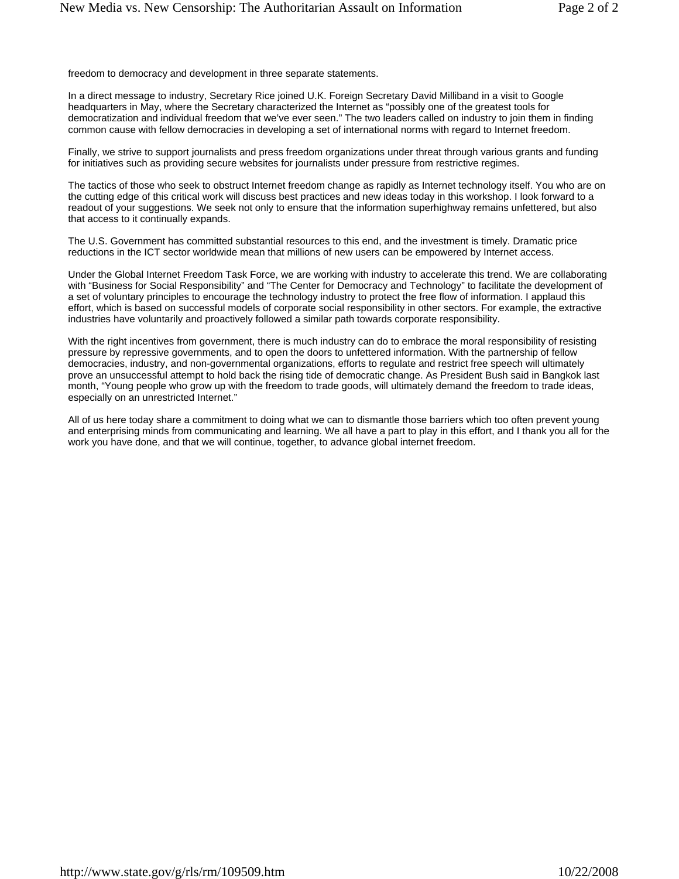freedom to democracy and development in three separate statements.

In a direct message to industry, Secretary Rice joined U.K. Foreign Secretary David Milliband in a visit to Google headquarters in May, where the Secretary characterized the Internet as "possibly one of the greatest tools for democratization and individual freedom that we've ever seen." The two leaders called on industry to join them in finding common cause with fellow democracies in developing a set of international norms with regard to Internet freedom.

Finally, we strive to support journalists and press freedom organizations under threat through various grants and funding for initiatives such as providing secure websites for journalists under pressure from restrictive regimes.

The tactics of those who seek to obstruct Internet freedom change as rapidly as Internet technology itself. You who are on the cutting edge of this critical work will discuss best practices and new ideas today in this workshop. I look forward to a readout of your suggestions. We seek not only to ensure that the information superhighway remains unfettered, but also that access to it continually expands.

The U.S. Government has committed substantial resources to this end, and the investment is timely. Dramatic price reductions in the ICT sector worldwide mean that millions of new users can be empowered by Internet access.

Under the Global Internet Freedom Task Force, we are working with industry to accelerate this trend. We are collaborating with "Business for Social Responsibility" and "The Center for Democracy and Technology" to facilitate the development of a set of voluntary principles to encourage the technology industry to protect the free flow of information. I applaud this effort, which is based on successful models of corporate social responsibility in other sectors. For example, the extractive industries have voluntarily and proactively followed a similar path towards corporate responsibility.

With the right incentives from government, there is much industry can do to embrace the moral responsibility of resisting pressure by repressive governments, and to open the doors to unfettered information. With the partnership of fellow democracies, industry, and non-governmental organizations, efforts to regulate and restrict free speech will ultimately prove an unsuccessful attempt to hold back the rising tide of democratic change. As President Bush said in Bangkok last month, "Young people who grow up with the freedom to trade goods, will ultimately demand the freedom to trade ideas, especially on an unrestricted Internet."

All of us here today share a commitment to doing what we can to dismantle those barriers which too often prevent young and enterprising minds from communicating and learning. We all have a part to play in this effort, and I thank you all for the work you have done, and that we will continue, together, to advance global internet freedom.